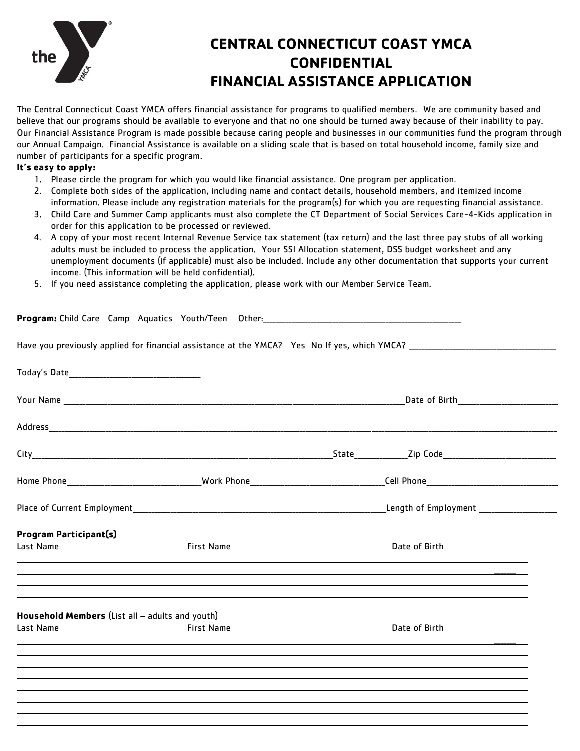# CENTRAL CONNECTICUT COAST YMCA
# CONFIDENTIAL
# FINANCIAL ASSISTANCE APPLICATION

The Central Connecticut Coast YMCA offers financial assistance for programs to qualified members. We are community based and believe that our programs should be available to everyone and that no one should be turned away because of their inability to pay. Our Financial Assistance Program is made possible because caring people and businesses in our communities fund the program through our Annual Campaign. Financial Assistance is available on a sliding scale that is based on total household income, family size and number of participants for a specific program.

**It's easy to apply:**

1. Please circle the program for which you would like financial assistance. One program per application.
2. Complete both sides of the application, including name and contact details, household members, and itemized income information. Please include any registration materials for the program(s) for which you are requesting financial assistance.
3. Child Care and Summer Camp applicants must also complete the CT Department of Social Services Care-4-Kids application in order for this application to be processed or reviewed.
4. A copy of your most recent Internal Revenue Service tax statement (tax return) and the last three pay stubs of all working adults must be included to process the application. Your SSI Allocation statement, DSS budget worksheet and any unemployment documents (if applicable) must also be included. Include any other documentation that supports your current income. (This information will be held confidential).
5. If you need assistance completing the application, please work with our Member Service Team.

**Program:** Child Care Camp Aquatics Youth/Teen Other:_______________________________________________

Have you previously applied for financial assistance at the YMCA? Yes No If yes, which YMCA? __________________________________

Today's Date______________________________

Your Name ________________________________________________________________________________Date of Birth_______________________

Address__________________________________________________________________________________________________________________

City_______________________________________________________________________State____________Zip Code__________________________

Home Phone______________________________Work Phone______________________________Cell Phone______________________________

Place of Current Employment__________________________________________________________Length of Employment _________________

**Program Participant(s)**

| Last Name | First Name | Date of Birth |
| --- | --- | --- |
| | | |
| | | |
| | | |
| | | |

**Household Members** (List all – adults and youth)

| Last Name | First Name | Date of Birth |
| --- | --- | --- |
| | | |
| | | |
| | | |
| | | |
| | | |
| | | |
| | | |
| | | |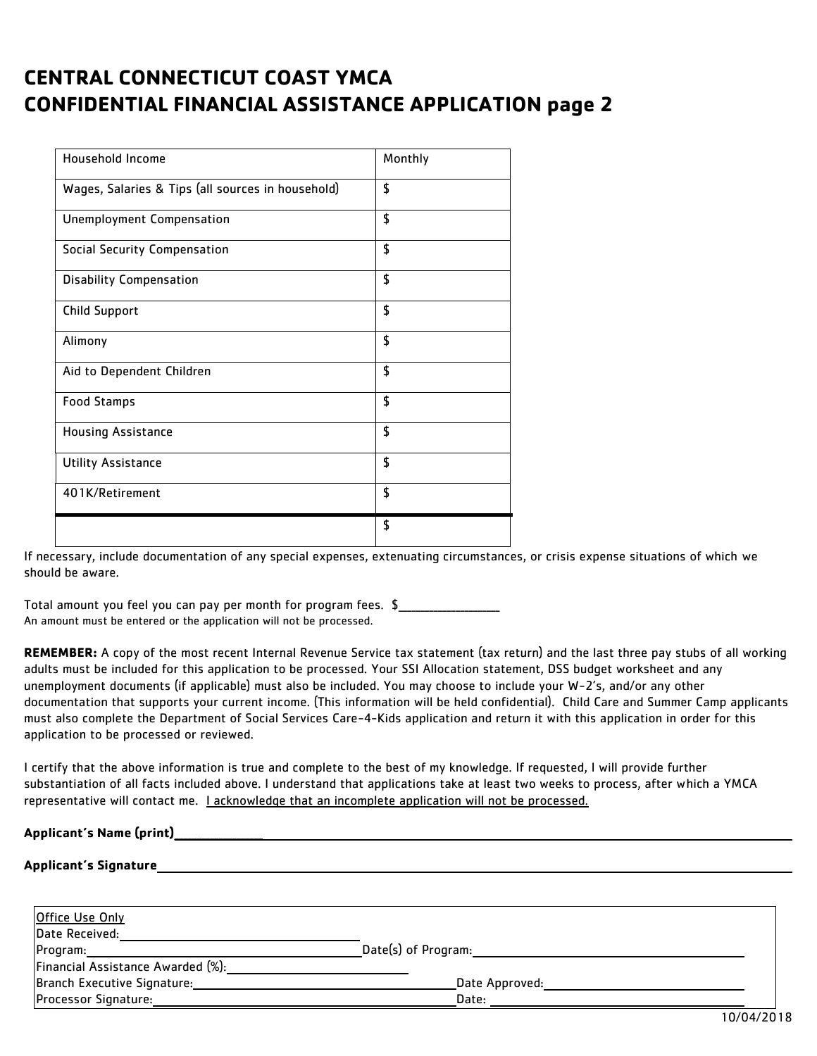# CENTRAL CONNECTICUT COAST YMCA
# CONFIDENTIAL FINANCIAL ASSISTANCE APPLICATION page 2

| Household Income | Monthly |
|---|---|
| Wages, Salaries & Tips (all sources in household) | $ |
| Unemployment Compensation | $ |
| Social Security Compensation | $ |
| Disability Compensation | $ |
| Child Support | $ |
| Alimony | $ |
| Aid to Dependent Children | $ |
| Food Stamps | $ |
| Housing Assistance | $ |
| Utility Assistance | $ |
| 401K/Retirement | $ |
| | $ |

If necessary, include documentation of any special expenses, extenuating circumstances, or crisis expense situations of which we should be aware.

Total amount you feel you can pay per month for program fees. $________________
An amount must be entered or the application will not be processed.

**REMEMBER:** A copy of the most recent Internal Revenue Service tax statement (tax return) and the last three pay stubs of all working adults must be included for this application to be processed. Your SSI Allocation statement, DSS budget worksheet and any unemployment documents (if applicable) must also be included. You may choose to include your W-2's, and/or any other documentation that supports your current income. (This information will be held confidential). Child Care and Summer Camp applicants must also complete the Department of Social Services Care-4-Kids application and return it with this application in order for this application to be processed or reviewed.

I certify that the above information is true and complete to the best of my knowledge. If requested, I will provide further substantiation of all facts included above. I understand that applications take at least two weeks to process, after which a YMCA representative will contact me. I acknowledge that an incomplete application will not be processed.

**Applicant's Name (print)**________________________________________________

**Applicant's Signature**________________________________________________

Office Use Only
Date Received:____________________
Program:____________________ Date(s) of Program:____________________
Financial Assistance Awarded (%):____________________
Branch Executive Signature:____________________ Date Approved:____________________
Processor Signature:____________________ Date:____________________

10/04/2018